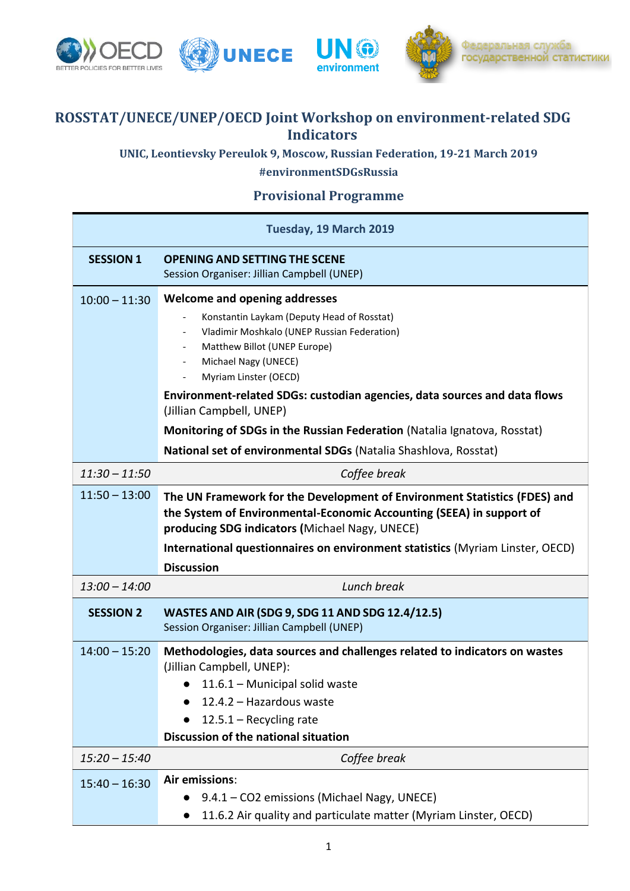# ROSSTAT/UNECE/UNEP/OECD Joint Workshop on environment-related SDG Indicators

**UNIC, Leontievsky Pereulok 9, Moscow, Russian Federation, 19-21 March 2019**

**#environmentSDGsRussia**

## Provisional Programme

| Tuesday, 19 March 2019 | |
|---|---|
| **SESSION 1** | **OPENING AND SETTING THE SCENE**<br>Session Organiser: Jillian Campbell (UNEP) |
| 10:00 – 11:30 | **Welcome and opening addresses**<br>- Konstantin Laykam (Deputy Head of Rosstat)<br>- Vladimir Moshkalo (UNEP Russian Federation)<br>- Matthew Billot (UNEP Europe)<br>- Michael Nagy (UNECE)<br>- Myriam Linster (OECD)<br>**Environment-related SDGs: custodian agencies, data sources and data flows** (Jillian Campbell, UNEP)<br>**Monitoring of SDGs in the Russian Federation** (Natalia Ignatova, Rosstat)<br>**National set of environmental SDGs** (Natalia Shashlova, Rosstat) |
| *11:30 – 11:50* | *Coffee break* |
| 11:50 – 13:00 | **The UN Framework for the Development of Environment Statistics (FDES) and the System of Environmental-Economic Accounting (SEEA) in support of producing SDG indicators (**Michael Nagy, UNECE)<br>**International questionnaires on environment statistics** (Myriam Linster, OECD)<br>**Discussion** |
| *13:00 – 14:00* | *Lunch break* |
| **SESSION 2** | **WASTES AND AIR (SDG 9, SDG 11 AND SDG 12.4/12.5)**<br>Session Organiser: Jillian Campbell (UNEP) |
| 14:00 – 15:20 | **Methodologies, data sources and challenges related to indicators on wastes** (Jillian Campbell, UNEP):<br>● 11.6.1 – Municipal solid waste<br>● 12.4.2 – Hazardous waste<br>● 12.5.1 – Recycling rate<br>**Discussion of the national situation** |
| *15:20 – 15:40* | *Coffee break* |
| 15:40 – 16:30 | **Air emissions**:<br>● 9.4.1 – CO2 emissions (Michael Nagy, UNECE)<br>● 11.6.2 Air quality and particulate matter (Myriam Linster, OECD) |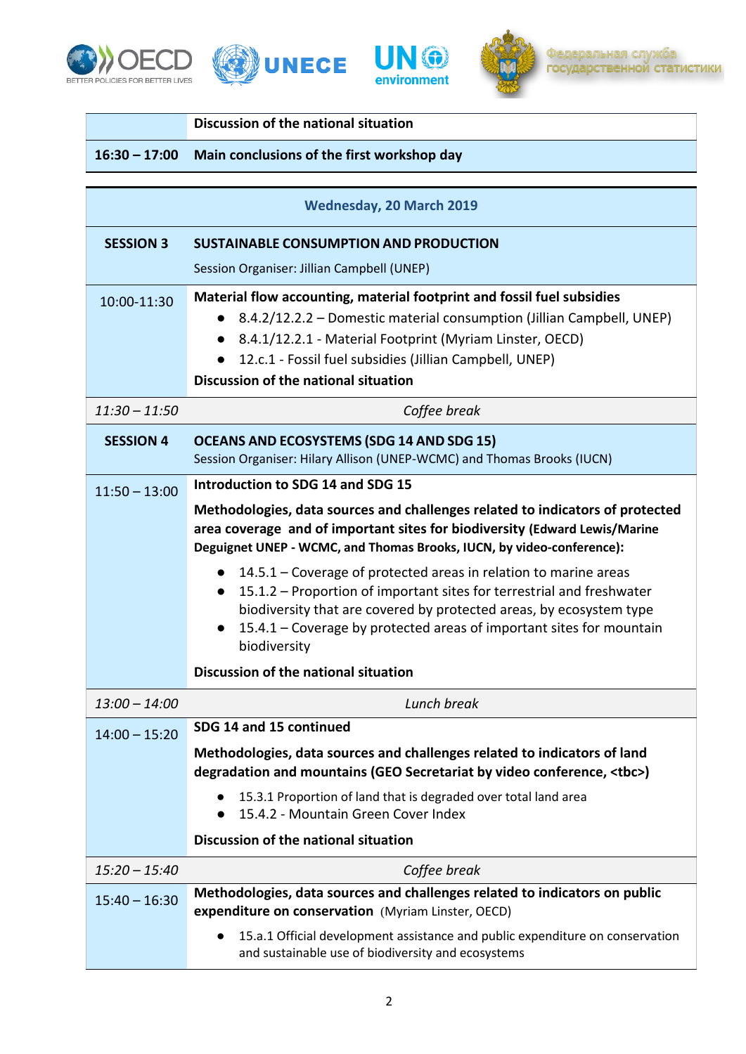| | |
|---|---|
| | **Discussion of the national situation** |
| **16:30 – 17:00** | **Main conclusions of the first workshop day** |

| | |
|---|---|
| | **Wednesday, 20 March 2019** |
| **SESSION 3** | **SUSTAINABLE CONSUMPTION AND PRODUCTION**<br>Session Organiser: Jillian Campbell (UNEP) |
| 10:00-11:30 | **Material flow accounting, material footprint and fossil fuel subsidies**<br>● 8.4.2/12.2.2 – Domestic material consumption (Jillian Campbell, UNEP)<br>● 8.4.1/12.2.1 - Material Footprint (Myriam Linster, OECD)<br>● 12.c.1 - Fossil fuel subsidies (Jillian Campbell, UNEP)<br>**Discussion of the national situation** |
| *11:30 – 11:50* | *Coffee break* |
| **SESSION 4** | **OCEANS AND ECOSYSTEMS (SDG 14 AND SDG 15)**<br>Session Organiser: Hilary Allison (UNEP-WCMC) and Thomas Brooks (IUCN) |
| 11:50 – 13:00 | **Introduction to SDG 14 and SDG 15**<br>**Methodologies, data sources and challenges related to indicators of protected area coverage and of important sites for biodiversity (Edward Lewis/Marine Deguignet UNEP - WCMC, and Thomas Brooks, IUCN, by video-conference):**<br>● 14.5.1 – Coverage of protected areas in relation to marine areas<br>● 15.1.2 – Proportion of important sites for terrestrial and freshwater biodiversity that are covered by protected areas, by ecosystem type<br>● 15.4.1 – Coverage by protected areas of important sites for mountain biodiversity<br>**Discussion of the national situation** |
| *13:00 – 14:00* | *Lunch break* |
| 14:00 – 15:20 | **SDG 14 and 15 continued**<br>**Methodologies, data sources and challenges related to indicators of land degradation and mountains (GEO Secretariat by video conference, <tbc>)**<br>● 15.3.1 Proportion of land that is degraded over total land area<br>● 15.4.2 - Mountain Green Cover Index<br>**Discussion of the national situation** |
| *15:20 – 15:40* | *Coffee break* |
| 15:40 – 16:30 | **Methodologies, data sources and challenges related to indicators on public expenditure on conservation** (Myriam Linster, OECD)<br>● 15.a.1 Official development assistance and public expenditure on conservation and sustainable use of biodiversity and ecosystems |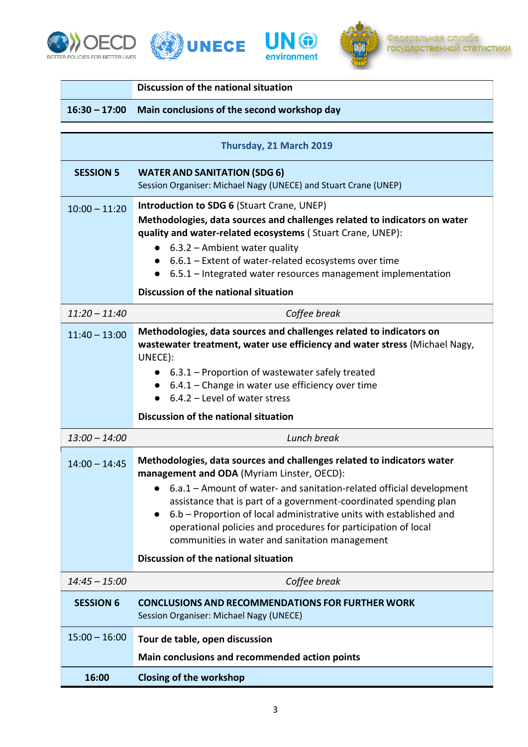| | |
|---|---|
| | **Discussion of the national situation** |
| **16:30 – 17:00** | **Main conclusions of the second workshop day** |

| | |
|---|---|
| | **Thursday, 21 March 2019** |
| **SESSION 5** | **WATER AND SANITATION (SDG 6)**<br>Session Organiser: Michael Nagy (UNECE) and Stuart Crane (UNEP) |
| 10:00 – 11:20 | **Introduction to SDG 6** (Stuart Crane, UNEP)<br>**Methodologies, data sources and challenges related to indicators on water quality and water-related ecosystems** ( Stuart Crane, UNEP):<br>● 6.3.2 – Ambient water quality<br>● 6.6.1 – Extent of water-related ecosystems over time<br>● 6.5.1 – Integrated water resources management implementation<br>**Discussion of the national situation** |
| *11:20 – 11:40* | *Coffee break* |
| 11:40 – 13:00 | **Methodologies, data sources and challenges related to indicators on wastewater treatment, water use efficiency and water stress** (Michael Nagy, UNECE):<br>● 6.3.1 – Proportion of wastewater safely treated<br>● 6.4.1 – Change in water use efficiency over time<br>● 6.4.2 – Level of water stress<br>**Discussion of the national situation** |
| *13:00 – 14:00* | *Lunch break* |
| 14:00 – 14:45 | **Methodologies, data sources and challenges related to indicators water management and ODA** (Myriam Linster, OECD):<br>● 6.a.1 – Amount of water- and sanitation-related official development assistance that is part of a government-coordinated spending plan<br>● 6.b – Proportion of local administrative units with established and operational policies and procedures for participation of local communities in water and sanitation management<br>**Discussion of the national situation** |
| *14:45 – 15:00* | *Coffee break* |
| **SESSION 6** | **CONCLUSIONS AND RECOMMENDATIONS FOR FURTHER WORK**<br>Session Organiser: Michael Nagy (UNECE) |
| 15:00 – 16:00 | **Tour de table, open discussion**<br>**Main conclusions and recommended action points** |
| **16:00** | **Closing of the workshop** |